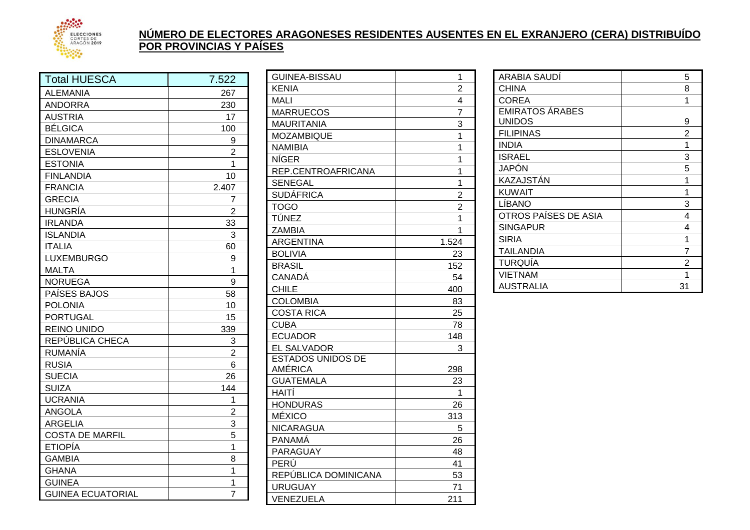## NÚMERO DE ELECTORES ARAGONESES RESIDENTES AUSENTES EN EL EXRANJERO (CERA) DISTRIBUÍDO POR PROVINCIAS Y PAÍSES

| Total HUESCA | 7.522 |
|---|---|
| ALEMANIA | 267 |
| ANDORRA | 230 |
| AUSTRIA | 17 |
| BÉLGICA | 100 |
| DINAMARCA | 9 |
| ESLOVENIA | 2 |
| ESTONIA | 1 |
| FINLANDIA | 10 |
| FRANCIA | 2.407 |
| GRECIA | 7 |
| HUNGRÍA | 2 |
| IRLANDA | 33 |
| ISLANDIA | 3 |
| ITALIA | 60 |
| LUXEMBURGO | 9 |
| MALTA | 1 |
| NORUEGA | 9 |
| PAÍSES BAJOS | 58 |
| POLONIA | 10 |
| PORTUGAL | 15 |
| REINO UNIDO | 339 |
| REPÚBLICA CHECA | 3 |
| RUMANÍA | 2 |
| RUSIA | 6 |
| SUECIA | 26 |
| SUIZA | 144 |
| UCRANIA | 1 |
| ANGOLA | 2 |
| ARGELIA | 3 |
| COSTA DE MARFIL | 5 |
| ETIOPÍA | 1 |
| GAMBIA | 8 |
| GHANA | 1 |
| GUINEA | 1 |
| GUINEA ECUATORIAL | 7 |
| GUINEA-BISSAU | 1 |
| KENIA | 2 |
| MALI | 4 |
| MARRUECOS | 7 |
| MAURITANIA | 3 |
| MOZAMBIQUE | 1 |
| NAMIBIA | 1 |
| NÍGER | 1 |
| REP.CENTROAFRICANA | 1 |
| SENEGAL | 1 |
| SUDÁFRICA | 2 |
| TOGO | 2 |
| TÚNEZ | 1 |
| ZAMBIA | 1 |
| ARGENTINA | 1.524 |
| BOLIVIA | 23 |
| BRASIL | 152 |
| CANADÁ | 54 |
| CHILE | 400 |
| COLOMBIA | 83 |
| COSTA RICA | 25 |
| CUBA | 78 |
| ECUADOR | 148 |
| EL SALVADOR | 3 |
| ESTADOS UNIDOS DE AMÉRICA | 298 |
| GUATEMALA | 23 |
| HAITÍ | 1 |
| HONDURAS | 26 |
| MÉXICO | 313 |
| NICARAGUA | 5 |
| PANAMÁ | 26 |
| PARAGUAY | 48 |
| PERÚ | 41 |
| REPÚBLICA DOMINICANA | 53 |
| URUGUAY | 71 |
| VENEZUELA | 211 |
| ARABIA SAUDÍ | 5 |
| CHINA | 8 |
| COREA | 1 |
| EMIRATOS ÁRABES UNIDOS | 9 |
| FILIPINAS | 2 |
| INDIA | 1 |
| ISRAEL | 3 |
| JAPÓN | 5 |
| KAZAJSTÁN | 1 |
| KUWAIT | 1 |
| LÍBANO | 3 |
| OTROS PAÍSES DE ASIA | 4 |
| SINGAPUR | 4 |
| SIRIA | 1 |
| TAILANDIA | 7 |
| TURQUÍA | 2 |
| VIETNAM | 1 |
| AUSTRALIA | 31 |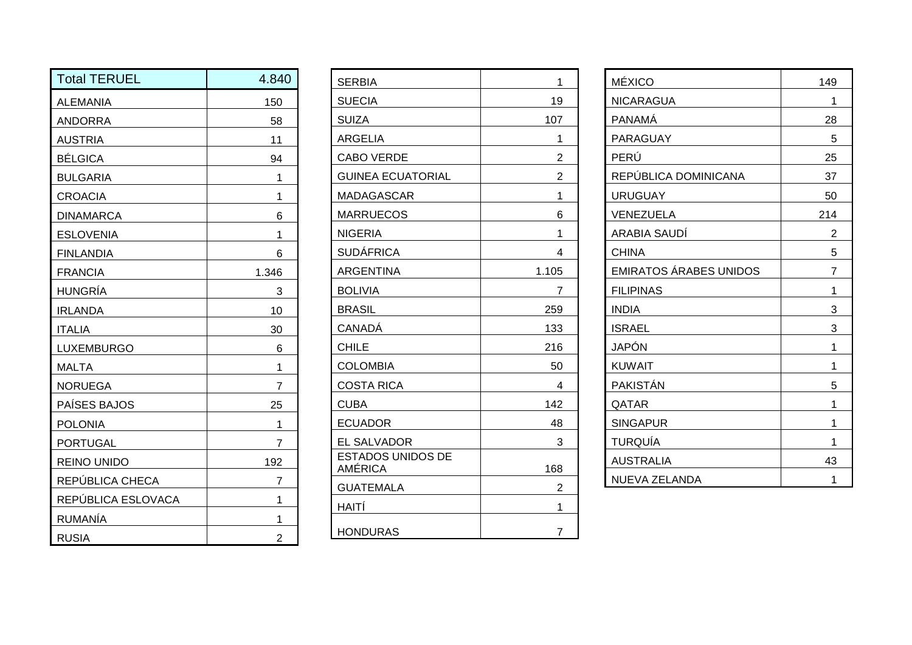| Total TERUEL | 4.840 |
|---|---|
| ALEMANIA | 150 |
| ANDORRA | 58 |
| AUSTRIA | 11 |
| BÉLGICA | 94 |
| BULGARIA | 1 |
| CROACIA | 1 |
| DINAMARCA | 6 |
| ESLOVENIA | 1 |
| FINLANDIA | 6 |
| FRANCIA | 1.346 |
| HUNGRÍA | 3 |
| IRLANDA | 10 |
| ITALIA | 30 |
| LUXEMBURGO | 6 |
| MALTA | 1 |
| NORUEGA | 7 |
| PAÍSES BAJOS | 25 |
| POLONIA | 1 |
| PORTUGAL | 7 |
| REINO UNIDO | 192 |
| REPÚBLICA CHECA | 7 |
| REPÚBLICA ESLOVACA | 1 |
| RUMANÍA | 1 |
| RUSIA | 2 |
| SERBIA | 1 |
| SUECIA | 19 |
| SUIZA | 107 |
| ARGELIA | 1 |
| CABO VERDE | 2 |
| GUINEA ECUATORIAL | 2 |
| MADAGASCAR | 1 |
| MARRUECOS | 6 |
| NIGERIA | 1 |
| SUDÁFRICA | 4 |
| ARGENTINA | 1.105 |
| BOLIVIA | 7 |
| BRASIL | 259 |
| CANADÁ | 133 |
| CHILE | 216 |
| COLOMBIA | 50 |
| COSTA RICA | 4 |
| CUBA | 142 |
| ECUADOR | 48 |
| EL SALVADOR | 3 |
| ESTADOS UNIDOS DE AMÉRICA | 168 |
| GUATEMALA | 2 |
| HAITÍ | 1 |
| HONDURAS | 7 |
| MÉXICO | 149 |
| NICARAGUA | 1 |
| PANAMÁ | 28 |
| PARAGUAY | 5 |
| PERÚ | 25 |
| REPÚBLICA DOMINICANA | 37 |
| URUGUAY | 50 |
| VENEZUELA | 214 |
| ARABIA SAUDÍ | 2 |
| CHINA | 5 |
| EMIRATOS ÁRABES UNIDOS | 7 |
| FILIPINAS | 1 |
| INDIA | 3 |
| ISRAEL | 3 |
| JAPÓN | 1 |
| KUWAIT | 1 |
| PAKISTÁN | 5 |
| QATAR | 1 |
| SINGAPUR | 1 |
| TURQUÍA | 1 |
| AUSTRALIA | 43 |
| NUEVA ZELANDA | 1 |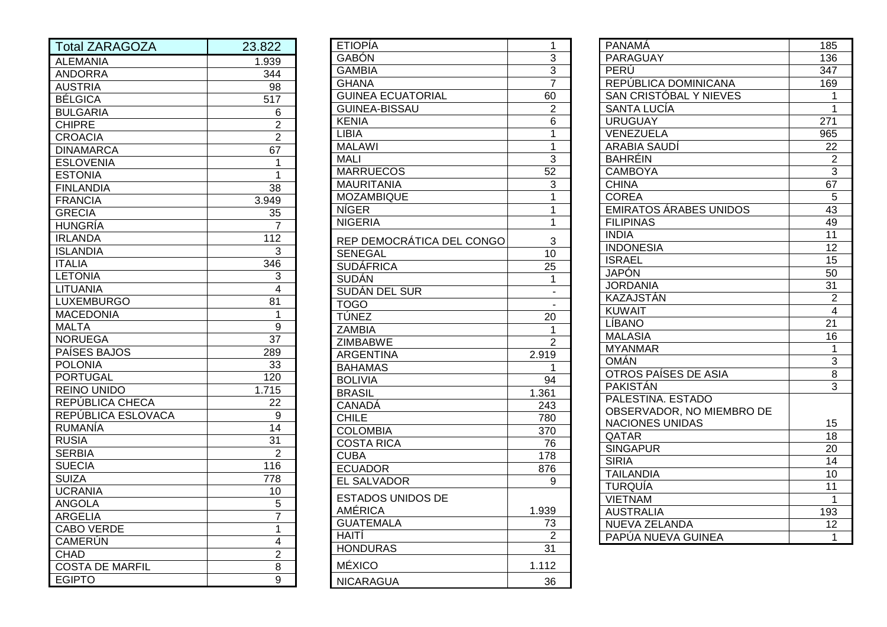| Total ZARAGOZA | 23.822 |
| --- | --- |
| ALEMANIA | 1.939 |
| ANDORRA | 344 |
| AUSTRIA | 98 |
| BÉLGICA | 517 |
| BULGARIA | 6 |
| CHIPRE | 2 |
| CROACIA | 2 |
| DINAMARCA | 67 |
| ESLOVENIA | 1 |
| ESTONIA | 1 |
| FINLANDIA | 38 |
| FRANCIA | 3.949 |
| GRECIA | 35 |
| HUNGRÍA | 7 |
| IRLANDA | 112 |
| ISLANDIA | 3 |
| ITALIA | 346 |
| LETONIA | 3 |
| LITUANIA | 4 |
| LUXEMBURGO | 81 |
| MACEDONIA | 1 |
| MALTA | 9 |
| NORUEGA | 37 |
| PAÍSES BAJOS | 289 |
| POLONIA | 33 |
| PORTUGAL | 120 |
| REINO UNIDO | 1.715 |
| REPÚBLICA CHECA | 22 |
| REPÚBLICA ESLOVACA | 9 |
| RUMANÍA | 14 |
| RUSIA | 31 |
| SERBIA | 2 |
| SUECIA | 116 |
| SUIZA | 778 |
| UCRANIA | 10 |
| ANGOLA | 5 |
| ARGELIA | 7 |
| CABO VERDE | 1 |
| CAMERÚN | 4 |
| CHAD | 2 |
| COSTA DE MARFIL | 8 |
| EGIPTO | 9 |
| ETIOPÍA | 1 |
| GABÓN | 3 |
| GAMBIA | 3 |
| GHANA | 7 |
| GUINEA ECUATORIAL | 60 |
| GUINEA-BISSAU | 2 |
| KENIA | 6 |
| LIBIA | 1 |
| MALAWI | 1 |
| MALI | 3 |
| MARRUECOS | 52 |
| MAURITANIA | 3 |
| MOZAMBIQUE | 1 |
| NÍGER | 1 |
| NIGERIA | 1 |
| REP DEMOCRÁTICA DEL CONGO | 3 |
| SENEGAL | 10 |
| SUDÁFRICA | 25 |
| SUDÁN | 1 |
| SUDÁN DEL SUR | - |
| TOGO | - |
| TÚNEZ | 20 |
| ZAMBIA | 1 |
| ZIMBABWE | 2 |
| ARGENTINA | 2.919 |
| BAHAMAS | 1 |
| BOLIVIA | 94 |
| BRASIL | 1.361 |
| CANADÁ | 243 |
| CHILE | 780 |
| COLOMBIA | 370 |
| COSTA RICA | 76 |
| CUBA | 178 |
| ECUADOR | 876 |
| EL SALVADOR | 9 |
| ESTADOS UNIDOS DE AMÉRICA | 1.939 |
| GUATEMALA | 73 |
| HAITÍ | 2 |
| HONDURAS | 31 |
| MÉXICO | 1.112 |
| NICARAGUA | 36 |
| PANAMÁ | 185 |
| PARAGUAY | 136 |
| PERÚ | 347 |
| REPÚBLICA DOMINICANA | 169 |
| SAN CRISTÓBAL Y NIEVES | 1 |
| SANTA LUCÍA | 1 |
| URUGUAY | 271 |
| VENEZUELA | 965 |
| ARABIA SAUDÍ | 22 |
| BAHRÉIN | 2 |
| CAMBOYA | 3 |
| CHINA | 67 |
| COREA | 5 |
| EMIRATOS ÁRABES UNIDOS | 43 |
| FILIPINAS | 49 |
| INDIA | 11 |
| INDONESIA | 12 |
| ISRAEL | 15 |
| JAPÓN | 50 |
| JORDANIA | 31 |
| KAZAJSTÁN | 2 |
| KUWAIT | 4 |
| LÍBANO | 21 |
| MALASIA | 16 |
| MYANMAR | 1 |
| OMÁN | 3 |
| OTROS PAÍSES DE ASIA | 8 |
| PAKISTÁN | 3 |
| PALESTINA. ESTADO OBSERVADOR, NO MIEMBRO DE NACIONES UNIDAS | 15 |
| QATAR | 18 |
| SINGAPUR | 20 |
| SIRIA | 14 |
| TAILANDIA | 10 |
| TURQUÍA | 11 |
| VIETNAM | 1 |
| AUSTRALIA | 193 |
| NUEVA ZELANDA | 12 |
| PAPÚA NUEVA GUINEA | 1 |